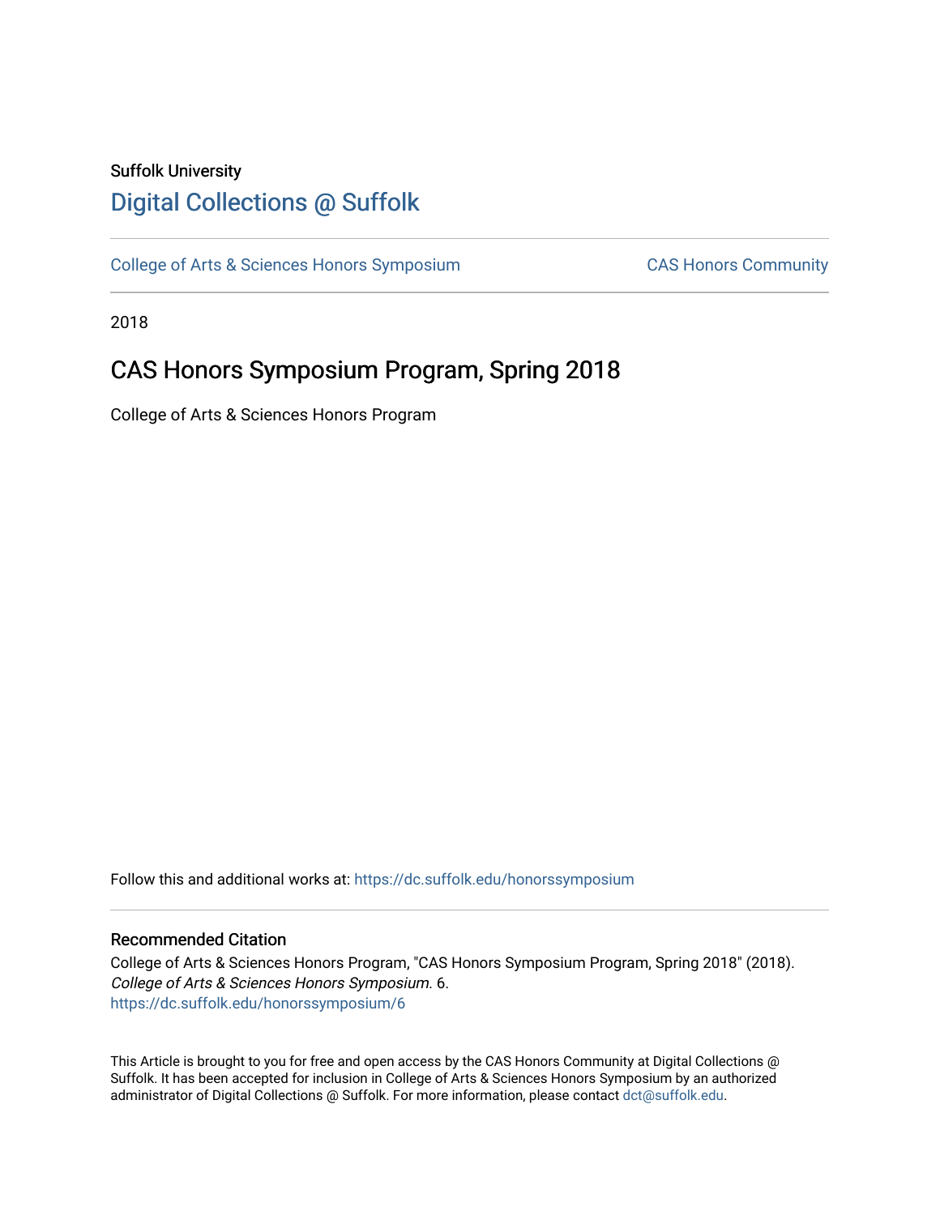Suffolk University

# Digital Collections @ Suffolk

College of Arts & Sciences Honors Symposium CAS Honors Community

2018

## CAS Honors Symposium Program, Spring 2018

College of Arts & Sciences Honors Program

Follow this and additional works at: https://dc.suffolk.edu/honorssymposium

### Recommended Citation

College of Arts & Sciences Honors Program, "CAS Honors Symposium Program, Spring 2018" (2018). *College of Arts & Sciences Honors Symposium*. 6.
https://dc.suffolk.edu/honorssymposium/6

This Article is brought to you for free and open access by the CAS Honors Community at Digital Collections @ Suffolk. It has been accepted for inclusion in College of Arts & Sciences Honors Symposium by an authorized administrator of Digital Collections @ Suffolk. For more information, please contact dct@suffolk.edu.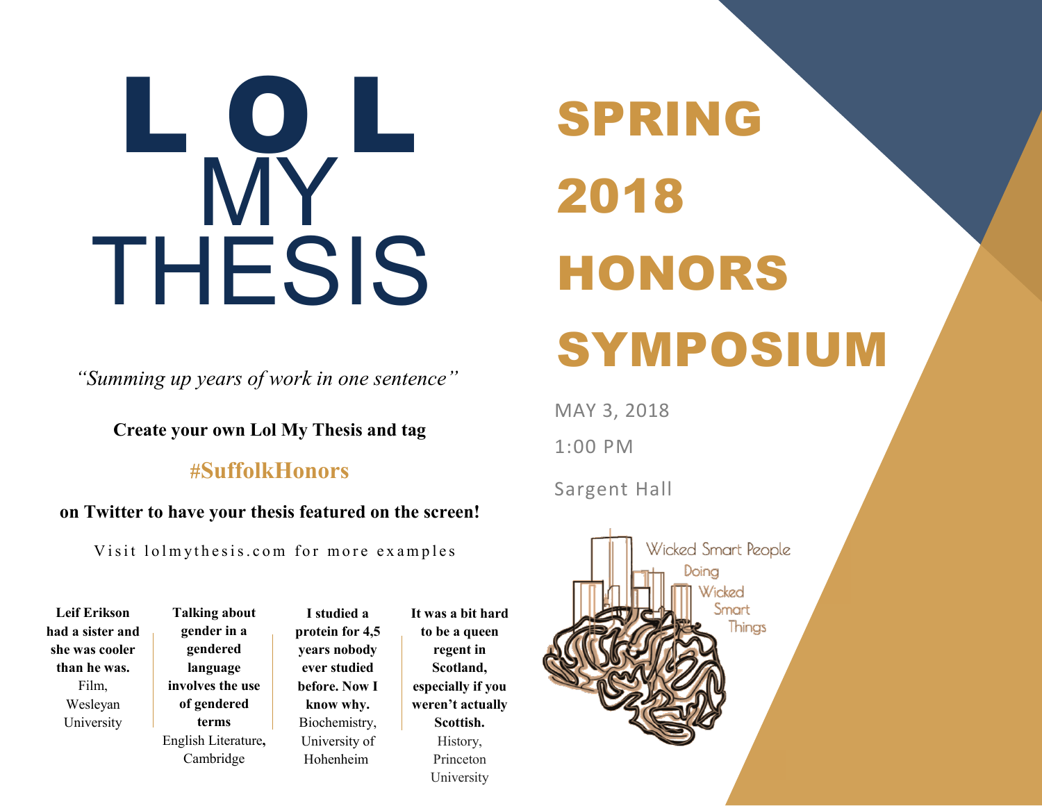# LOL MY THESIS

*"Summing up years of work in one sentence"*

**Create your own Lol My Thesis and tag**

**#SuffolkHonors**

**on Twitter to have your thesis featured on the screen!**

Visit lolmythesis.com for more examples

**Leif Erikson had a sister and she was cooler than he was.**
Film, Wesleyan University

**Talking about gender in a gendered language involves the use of gendered terms**
English Literature, Cambridge

**I studied a protein for 4,5 years nobody ever studied before. Now I know why.**
Biochemistry, University of Hohenheim

**It was a bit hard to be a queen regent in Scotland, especially if you weren't actually Scottish.**
History, Princeton University

# SPRING 2018 HONORS SYMPOSIUM

MAY 3, 2018

1:00 PM

Sargent Hall

Wicked Smart People Doing Wicked Smart Things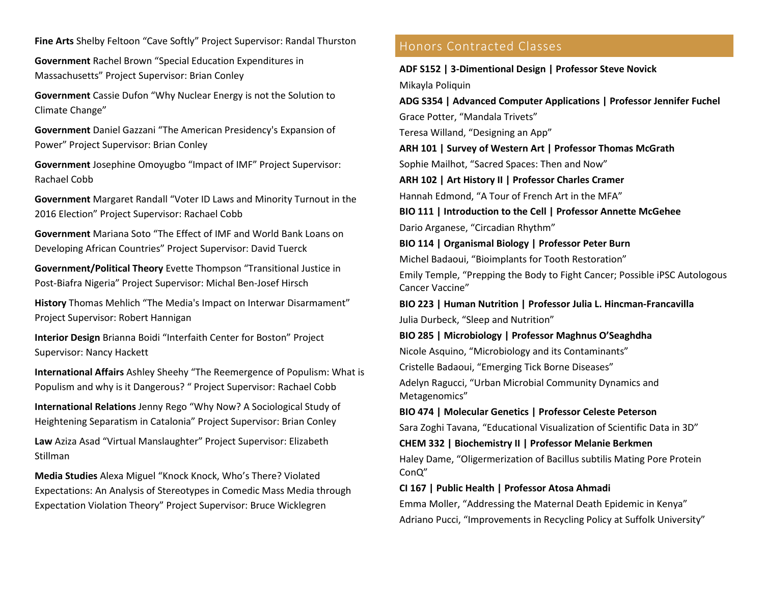**Fine Arts** Shelby Feltoon "Cave Softly" Project Supervisor: Randal Thurston

**Government** Rachel Brown "Special Education Expenditures in Massachusetts" Project Supervisor: Brian Conley

**Government** Cassie Dufon "Why Nuclear Energy is not the Solution to Climate Change"

**Government** Daniel Gazzani "The American Presidency's Expansion of Power" Project Supervisor: Brian Conley

**Government** Josephine Omoyugbo "Impact of IMF" Project Supervisor: Rachael Cobb

**Government** Margaret Randall "Voter ID Laws and Minority Turnout in the 2016 Election" Project Supervisor: Rachael Cobb

**Government** Mariana Soto "The Effect of IMF and World Bank Loans on Developing African Countries" Project Supervisor: David Tuerck

**Government/Political Theory** Evette Thompson "Transitional Justice in Post-Biafra Nigeria" Project Supervisor: Michal Ben-Josef Hirsch

**History** Thomas Mehlich "The Media's Impact on Interwar Disarmament" Project Supervisor: Robert Hannigan

**Interior Design** Brianna Boidi "Interfaith Center for Boston" Project Supervisor: Nancy Hackett

**International Affairs** Ashley Sheehy "The Reemergence of Populism: What is Populism and why is it Dangerous? " Project Supervisor: Rachael Cobb

**International Relations** Jenny Rego "Why Now? A Sociological Study of Heightening Separatism in Catalonia" Project Supervisor: Brian Conley

**Law** Aziza Asad "Virtual Manslaughter" Project Supervisor: Elizabeth Stillman

**Media Studies** Alexa Miguel "Knock Knock, Who's There? Violated Expectations: An Analysis of Stereotypes in Comedic Mass Media through Expectation Violation Theory" Project Supervisor: Bruce Wicklegren

## Honors Contracted Classes

**ADF S152 | 3-Dimentional Design | Professor Steve Novick**

Mikayla Poliquin

**ADG S354 | Advanced Computer Applications | Professor Jennifer Fuchel**

Grace Potter, "Mandala Trivets"

Teresa Willand, "Designing an App"

**ARH 101 | Survey of Western Art | Professor Thomas McGrath**

Sophie Mailhot, "Sacred Spaces: Then and Now"

**ARH 102 | Art History II | Professor Charles Cramer**

Hannah Edmond, "A Tour of French Art in the MFA"

**BIO 111 | Introduction to the Cell | Professor Annette McGehee**

Dario Arganese, "Circadian Rhythm"

**BIO 114 | Organismal Biology | Professor Peter Burn**

Michel Badaoui, "Bioimplants for Tooth Restoration"

Emily Temple, "Prepping the Body to Fight Cancer; Possible iPSC Autologous Cancer Vaccine"

**BIO 223 | Human Nutrition | Professor Julia L. Hincman-Francavilla**

Julia Durbeck, "Sleep and Nutrition"

**BIO 285 | Microbiology | Professor Maghnus O'Seaghdha**

Nicole Asquino, "Microbiology and its Contaminants"

Cristelle Badaoui, "Emerging Tick Borne Diseases"

Adelyn Ragucci, "Urban Microbial Community Dynamics and Metagenomics"

**BIO 474 | Molecular Genetics | Professor Celeste Peterson**

Sara Zoghi Tavana, "Educational Visualization of Scientific Data in 3D"

**CHEM 332 | Biochemistry II | Professor Melanie Berkmen**

Haley Dame, "Oligermerization of Bacillus subtilis Mating Pore Protein ConQ"

**CI 167 | Public Health | Professor Atosa Ahmadi**

Emma Moller, "Addressing the Maternal Death Epidemic in Kenya"

Adriano Pucci, "Improvements in Recycling Policy at Suffolk University"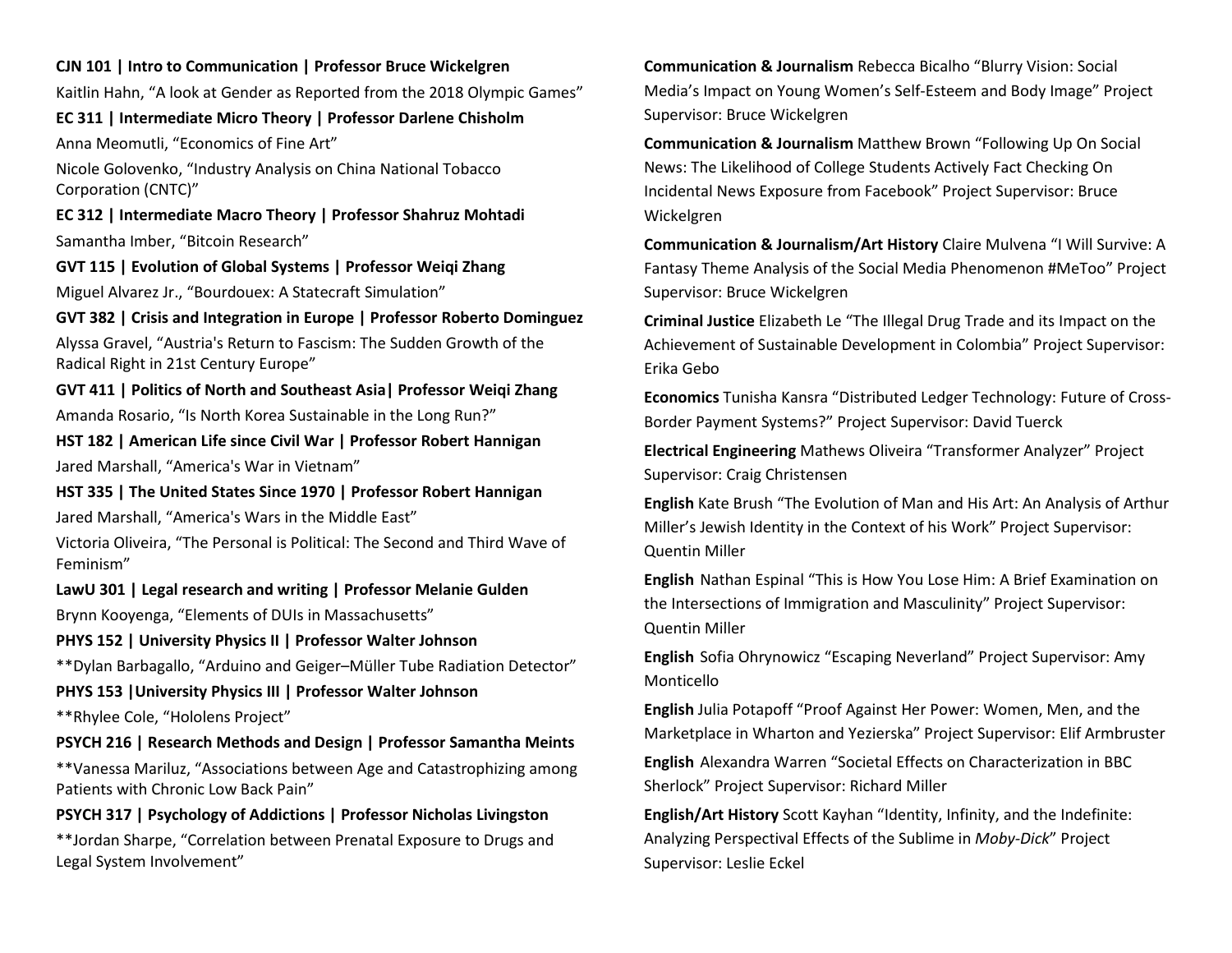**CJN 101 | Intro to Communication | Professor Bruce Wickelgren**

Kaitlin Hahn, “A look at Gender as Reported from the 2018 Olympic Games”

**EC 311 | Intermediate Micro Theory | Professor Darlene Chisholm**

Anna Meomutli, “Economics of Fine Art”

Nicole Golovenko, “Industry Analysis on China National Tobacco Corporation (CNTC)”

**EC 312 | Intermediate Macro Theory | Professor Shahruz Mohtadi**

Samantha Imber, “Bitcoin Research”

**GVT 115 | Evolution of Global Systems | Professor Weiqi Zhang**

Miguel Alvarez Jr., “Bourdouex: A Statecraft Simulation”

**GVT 382 | Crisis and Integration in Europe | Professor Roberto Dominguez**

Alyssa Gravel, “Austria's Return to Fascism: The Sudden Growth of the Radical Right in 21st Century Europe”

**GVT 411 | Politics of North and Southeast Asia| Professor Weiqi Zhang**

Amanda Rosario, “Is North Korea Sustainable in the Long Run?”

**HST 182 | American Life since Civil War | Professor Robert Hannigan**

Jared Marshall, “America's War in Vietnam”

**HST 335 | The United States Since 1970 | Professor Robert Hannigan**

Jared Marshall, “America's Wars in the Middle East”

Victoria Oliveira, “The Personal is Political: The Second and Third Wave of Feminism”

**LawU 301 | Legal research and writing | Professor Melanie Gulden**

Brynn Kooyenga, “Elements of DUIs in Massachusetts”

**PHYS 152 | University Physics II | Professor Walter Johnson**

**Dylan Barbagallo, “Arduino and Geiger–Müller Tube Radiation Detector”

**PHYS 153 |University Physics III | Professor Walter Johnson**

**Rhylee Cole, “Hololens Project”

**PSYCH 216 | Research Methods and Design | Professor Samantha Meints**

**Vanessa Mariluz, “Associations between Age and Catastrophizing among Patients with Chronic Low Back Pain”

**PSYCH 317 | Psychology of Addictions | Professor Nicholas Livingston**

**Jordan Sharpe, “Correlation between Prenatal Exposure to Drugs and Legal System Involvement”

**Communication & Journalism** Rebecca Bicalho “Blurry Vision: Social Media’s Impact on Young Women’s Self-Esteem and Body Image” Project Supervisor: Bruce Wickelgren

**Communication & Journalism** Matthew Brown “Following Up On Social News: The Likelihood of College Students Actively Fact Checking On Incidental News Exposure from Facebook” Project Supervisor: Bruce Wickelgren

**Communication & Journalism/Art History** Claire Mulvena “I Will Survive: A Fantasy Theme Analysis of the Social Media Phenomenon #MeToo” Project Supervisor: Bruce Wickelgren

**Criminal Justice** Elizabeth Le “The Illegal Drug Trade and its Impact on the Achievement of Sustainable Development in Colombia” Project Supervisor: Erika Gebo

**Economics** Tunisha Kansra “Distributed Ledger Technology: Future of Cross-Border Payment Systems?” Project Supervisor: David Tuerck

**Electrical Engineering** Mathews Oliveira “Transformer Analyzer” Project Supervisor: Craig Christensen

**English** Kate Brush “The Evolution of Man and His Art: An Analysis of Arthur Miller’s Jewish Identity in the Context of his Work” Project Supervisor: Quentin Miller

**English** Nathan Espinal “This is How You Lose Him: A Brief Examination on the Intersections of Immigration and Masculinity” Project Supervisor: Quentin Miller

**English** Sofia Ohrynowicz “Escaping Neverland” Project Supervisor: Amy Monticello

**English** Julia Potapoff “Proof Against Her Power: Women, Men, and the Marketplace in Wharton and Yezierska” Project Supervisor: Elif Armbruster

**English** Alexandra Warren “Societal Effects on Characterization in BBC Sherlock” Project Supervisor: Richard Miller

**English/Art History** Scott Kayhan “Identity, Infinity, and the Indefinite: Analyzing Perspectival Effects of the Sublime in *Moby-Dick*” Project Supervisor: Leslie Eckel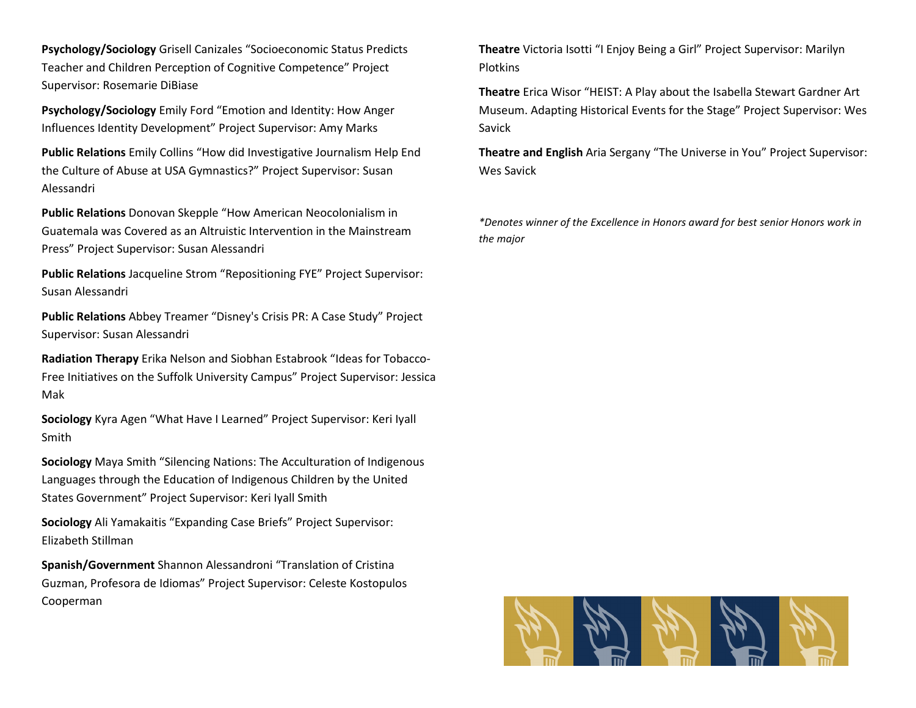**Psychology/Sociology** Grisell Canizales "Socioeconomic Status Predicts Teacher and Children Perception of Cognitive Competence" Project Supervisor: Rosemarie DiBiase

**Psychology/Sociology** Emily Ford "Emotion and Identity: How Anger Influences Identity Development" Project Supervisor: Amy Marks

**Public Relations** Emily Collins "How did Investigative Journalism Help End the Culture of Abuse at USA Gymnastics?" Project Supervisor: Susan Alessandri

**Public Relations** Donovan Skepple "How American Neocolonialism in Guatemala was Covered as an Altruistic Intervention in the Mainstream Press" Project Supervisor: Susan Alessandri

**Public Relations** Jacqueline Strom "Repositioning FYE" Project Supervisor: Susan Alessandri

**Public Relations** Abbey Treamer "Disney's Crisis PR: A Case Study" Project Supervisor: Susan Alessandri

**Radiation Therapy** Erika Nelson and Siobhan Estabrook "Ideas for Tobacco-Free Initiatives on the Suffolk University Campus" Project Supervisor: Jessica Mak

**Sociology** Kyra Agen "What Have I Learned" Project Supervisor: Keri Iyall Smith

**Sociology** Maya Smith "Silencing Nations: The Acculturation of Indigenous Languages through the Education of Indigenous Children by the United States Government" Project Supervisor: Keri Iyall Smith

**Sociology** Ali Yamakaitis "Expanding Case Briefs" Project Supervisor: Elizabeth Stillman

**Spanish/Government** Shannon Alessandroni "Translation of Cristina Guzman, Profesora de Idiomas" Project Supervisor: Celeste Kostopulos Cooperman

**Theatre** Victoria Isotti "I Enjoy Being a Girl" Project Supervisor: Marilyn Plotkins

**Theatre** Erica Wisor "HEIST: A Play about the Isabella Stewart Gardner Art Museum. Adapting Historical Events for the Stage" Project Supervisor: Wes Savick

**Theatre and English** Aria Sergany "The Universe in You" Project Supervisor: Wes Savick

*\*Denotes winner of the Excellence in Honors award for best senior Honors work in the major*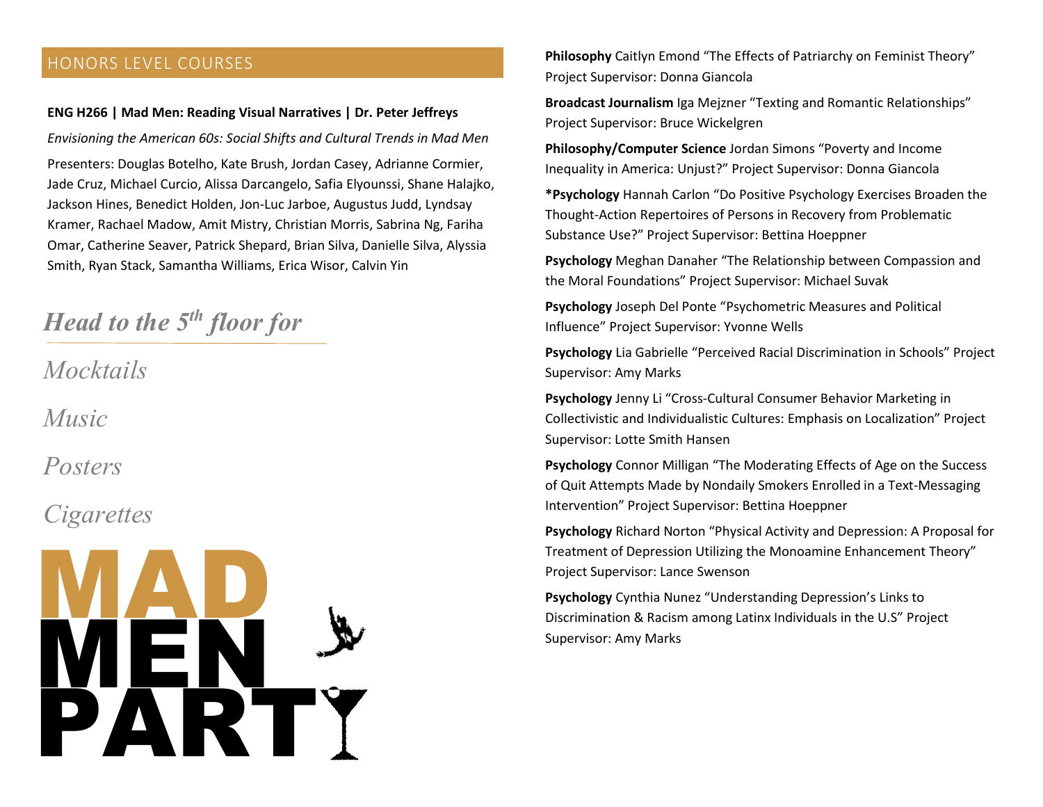## HONORS LEVEL COURSES

**ENG H266 | Mad Men: Reading Visual Narratives | Dr. Peter Jeffreys**

*Envisioning the American 60s: Social Shifts and Cultural Trends in Mad Men*

Presenters: Douglas Botelho, Kate Brush, Jordan Casey, Adrianne Cormier, Jade Cruz, Michael Curcio, Alissa Darcangelo, Safia Elyounssi, Shane Halajko, Jackson Hines, Benedict Holden, Jon-Luc Jarboe, Augustus Judd, Lyndsay Kramer, Rachael Madow, Amit Mistry, Christian Morris, Sabrina Ng, Fariha Omar, Catherine Seaver, Patrick Shepard, Brian Silva, Danielle Silva, Alyssia Smith, Ryan Stack, Samantha Williams, Erica Wisor, Calvin Yin

*Head to the 5th floor for*

*Mocktails*

*Music*

*Posters*

*Cigarettes*

**MAD MEN PARTY**

**Philosophy** Caitlyn Emond "The Effects of Patriarchy on Feminist Theory" Project Supervisor: Donna Giancola

**Broadcast Journalism** Iga Mejzner "Texting and Romantic Relationships" Project Supervisor: Bruce Wickelgren

**Philosophy/Computer Science** Jordan Simons "Poverty and Income Inequality in America: Unjust?" Project Supervisor: Donna Giancola

***Psychology** Hannah Carlon "Do Positive Psychology Exercises Broaden the Thought-Action Repertoires of Persons in Recovery from Problematic Substance Use?" Project Supervisor: Bettina Hoeppner

**Psychology** Meghan Danaher "The Relationship between Compassion and the Moral Foundations" Project Supervisor: Michael Suvak

**Psychology** Joseph Del Ponte "Psychometric Measures and Political Influence" Project Supervisor: Yvonne Wells

**Psychology** Lia Gabrielle "Perceived Racial Discrimination in Schools" Project Supervisor: Amy Marks

**Psychology** Jenny Li "Cross-Cultural Consumer Behavior Marketing in Collectivistic and Individualistic Cultures: Emphasis on Localization" Project Supervisor: Lotte Smith Hansen

**Psychology** Connor Milligan "The Moderating Effects of Age on the Success of Quit Attempts Made by Nondaily Smokers Enrolled in a Text-Messaging Intervention" Project Supervisor: Bettina Hoeppner

**Psychology** Richard Norton "Physical Activity and Depression: A Proposal for Treatment of Depression Utilizing the Monoamine Enhancement Theory" Project Supervisor: Lance Swenson

**Psychology** Cynthia Nunez "Understanding Depression's Links to Discrimination & Racism among Latinx Individuals in the U.S" Project Supervisor: Amy Marks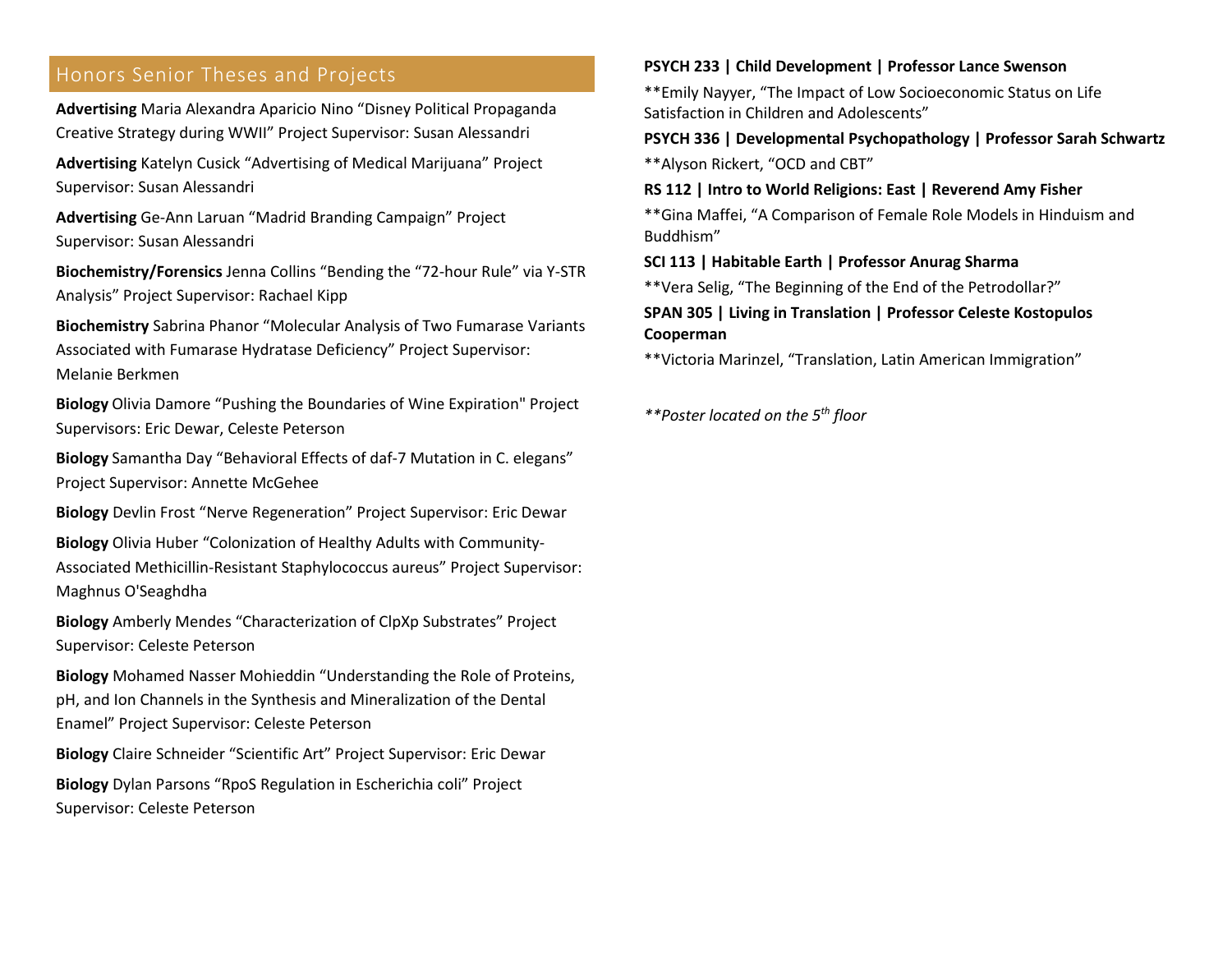## Honors Senior Theses and Projects

**Advertising** Maria Alexandra Aparicio Nino "Disney Political Propaganda Creative Strategy during WWII" Project Supervisor: Susan Alessandri

**Advertising** Katelyn Cusick "Advertising of Medical Marijuana" Project Supervisor: Susan Alessandri

**Advertising** Ge-Ann Laruan "Madrid Branding Campaign" Project Supervisor: Susan Alessandri

**Biochemistry/Forensics** Jenna Collins "Bending the "72-hour Rule" via Y-STR Analysis" Project Supervisor: Rachael Kipp

**Biochemistry** Sabrina Phanor "Molecular Analysis of Two Fumarase Variants Associated with Fumarase Hydratase Deficiency" Project Supervisor: Melanie Berkmen

**Biology** Olivia Damore "Pushing the Boundaries of Wine Expiration" Project Supervisors: Eric Dewar, Celeste Peterson

**Biology** Samantha Day "Behavioral Effects of daf-7 Mutation in C. elegans" Project Supervisor: Annette McGehee

**Biology** Devlin Frost "Nerve Regeneration" Project Supervisor: Eric Dewar

**Biology** Olivia Huber "Colonization of Healthy Adults with Community-Associated Methicillin-Resistant Staphylococcus aureus" Project Supervisor: Maghnus O'Seaghdha

**Biology** Amberly Mendes "Characterization of ClpXp Substrates" Project Supervisor: Celeste Peterson

**Biology** Mohamed Nasser Mohieddin "Understanding the Role of Proteins, pH, and Ion Channels in the Synthesis and Mineralization of the Dental Enamel" Project Supervisor: Celeste Peterson

**Biology** Claire Schneider "Scientific Art" Project Supervisor: Eric Dewar

**Biology** Dylan Parsons "RpoS Regulation in Escherichia coli" Project Supervisor: Celeste Peterson

**PSYCH 233 | Child Development | Professor Lance Swenson**

**Emily Nayyer, "The Impact of Low Socioeconomic Status on Life Satisfaction in Children and Adolescents"

**PSYCH 336 | Developmental Psychopathology | Professor Sarah Schwartz**

**Alyson Rickert, "OCD and CBT"

**RS 112 | Intro to World Religions: East | Reverend Amy Fisher**

**Gina Maffei, "A Comparison of Female Role Models in Hinduism and Buddhism"

**SCI 113 | Habitable Earth | Professor Anurag Sharma**

**Vera Selig, "The Beginning of the End of the Petrodollar?"

**SPAN 305 | Living in Translation | Professor Celeste Kostopulos Cooperman**

**Victoria Marinzel, "Translation, Latin American Immigration"

*\*\*Poster located on the 5th floor*